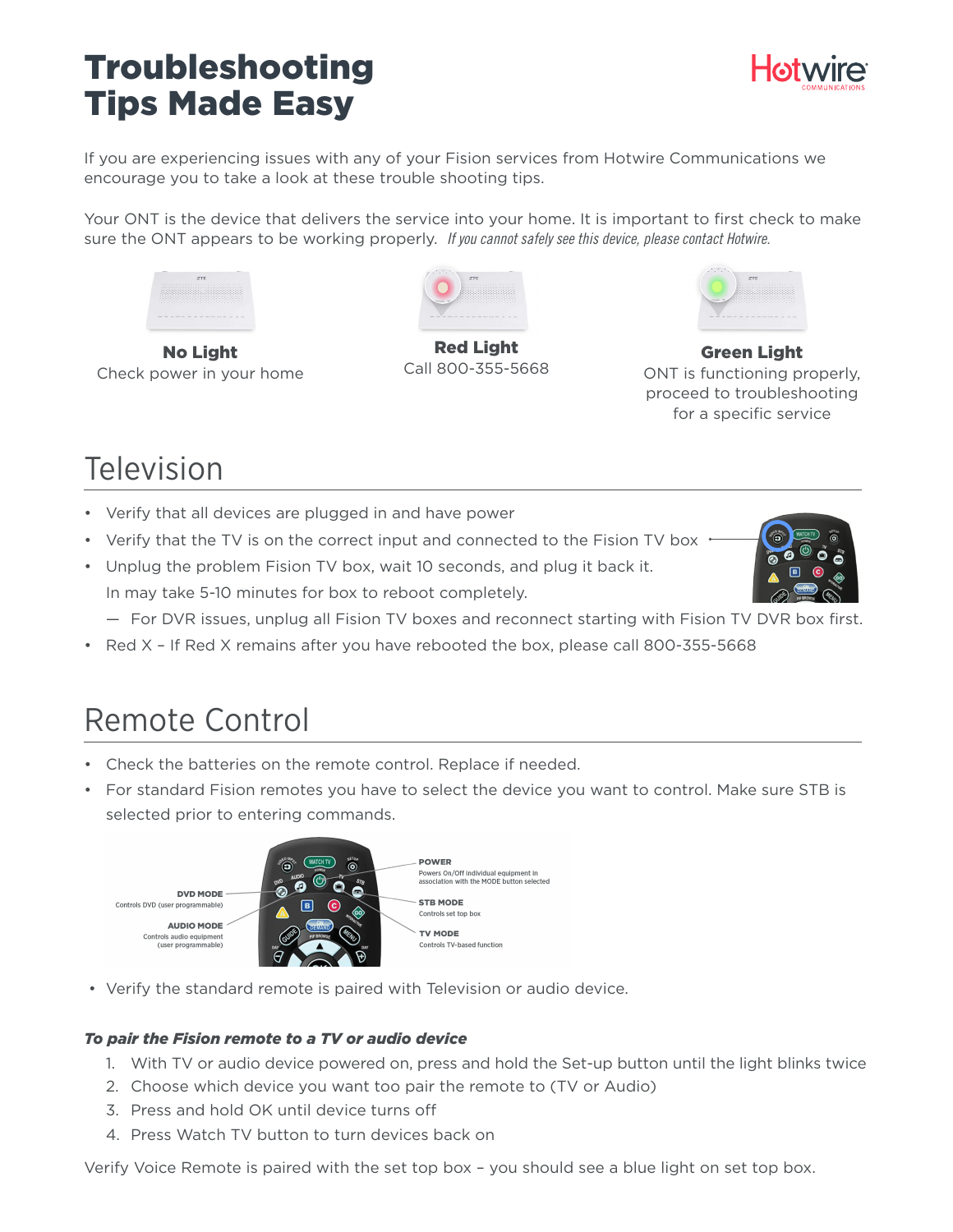# Troubleshooting Tips Made Easy

If you are experiencing issues with any of your Fision services from Hotwire Communications we encourage you to take a look at these trouble shooting tips.

Your ONT is the device that delivers the service into your home. It is important to first check to make sure the ONT appears to be working properly. *If you cannot safely see this device, please contact Hotwire.*

**No Light**
Check power in your home

**Red Light**
Call 800-355-5668

**Green Light**
ONT is functioning properly, proceed to troubleshooting for a specific service

## Television

- Verify that all devices are plugged in and have power
- Verify that the TV is on the correct input and connected to the Fision TV box
- Unplug the problem Fision TV box, wait 10 seconds, and plug it back it.
  In may take 5-10 minutes for box to reboot completely.
  — For DVR issues, unplug all Fision TV boxes and reconnect starting with Fision TV DVR box first.
- Red X – If Red X remains after you have rebooted the box, please call 800-355-5668

## Remote Control

- Check the batteries on the remote control. Replace if needed.
- For standard Fision remotes you have to select the device you want to control. Make sure STB is selected prior to entering commands.

**DVD MODE** Controls DVD (user programmable)

**AUDIO MODE** Controls audio equipment (user programmable)

**POWER** Powers On/Off individual equipment in association with the MODE button selected

**STB MODE** Controls set top box

**TV MODE** Controls TV-based function

- Verify the standard remote is paired with Television or audio device.

***To pair the Fision remote to a TV or audio device***

1. With TV or audio device powered on, press and hold the Set-up button until the light blinks twice
2. Choose which device you want too pair the remote to (TV or Audio)
3. Press and hold OK until device turns off
4. Press Watch TV button to turn devices back on

Verify Voice Remote is paired with the set top box – you should see a blue light on set top box.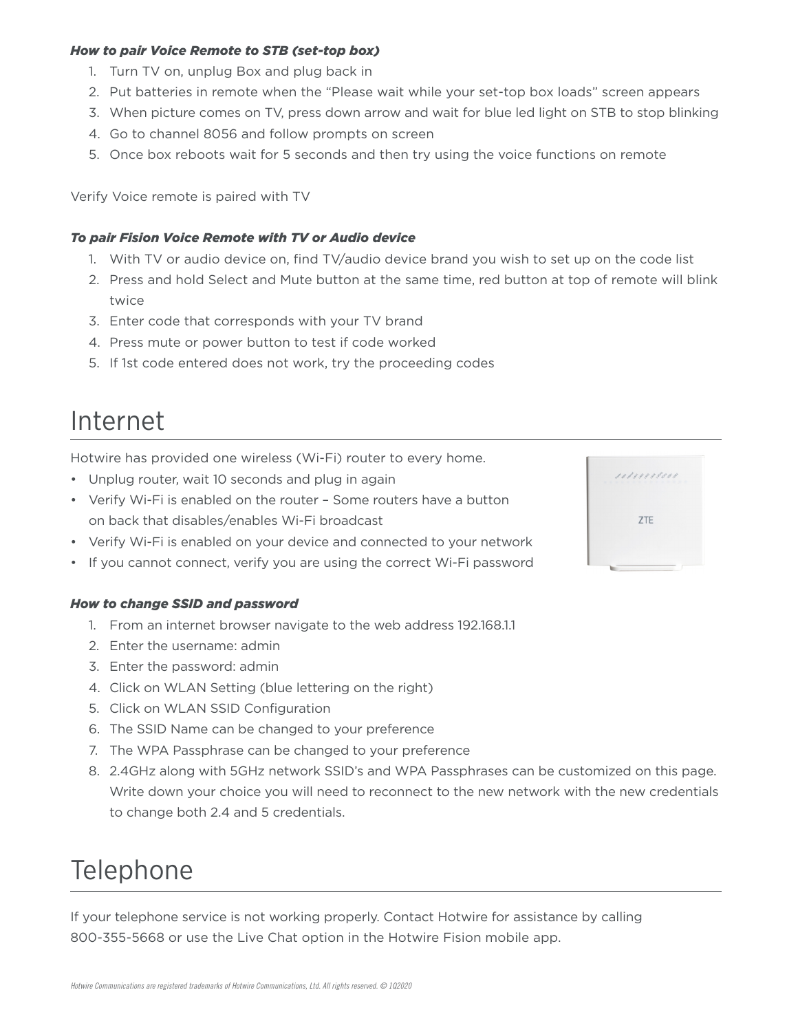***How to pair Voice Remote to STB (set-top box)***

1. Turn TV on, unplug Box and plug back in
2. Put batteries in remote when the “Please wait while your set-top box loads” screen appears
3. When picture comes on TV, press down arrow and wait for blue led light on STB to stop blinking
4. Go to channel 8056 and follow prompts on screen
5. Once box reboots wait for 5 seconds and then try using the voice functions on remote

Verify Voice remote is paired with TV

***To pair Fision Voice Remote with TV or Audio device***

1. With TV or audio device on, find TV/audio device brand you wish to set up on the code list
2. Press and hold Select and Mute button at the same time, red button at top of remote will blink twice
3. Enter code that corresponds with your TV brand
4. Press mute or power button to test if code worked
5. If 1st code entered does not work, try the proceeding codes

# Internet

Hotwire has provided one wireless (Wi-Fi) router to every home.

- Unplug router, wait 10 seconds and plug in again
- Verify Wi-Fi is enabled on the router – Some routers have a button on back that disables/enables Wi-Fi broadcast
- Verify Wi-Fi is enabled on your device and connected to your network
- If you cannot connect, verify you are using the correct Wi-Fi password

***How to change SSID and password***

1. From an internet browser navigate to the web address 192.168.1.1
2. Enter the username: admin
3. Enter the password: admin
4. Click on WLAN Setting (blue lettering on the right)
5. Click on WLAN SSID Configuration
6. The SSID Name can be changed to your preference
7. The WPA Passphrase can be changed to your preference
8. 2.4GHz along with 5GHz network SSID’s and WPA Passphrases can be customized on this page. Write down your choice you will need to reconnect to the new network with the new credentials to change both 2.4 and 5 credentials.

# Telephone

If your telephone service is not working properly. Contact Hotwire for assistance by calling 800-355-5668 or use the Live Chat option in the Hotwire Fision mobile app.

*Hotwire Communications are registered trademarks of Hotwire Communications, Ltd. All rights reserved. © 1Q2020*